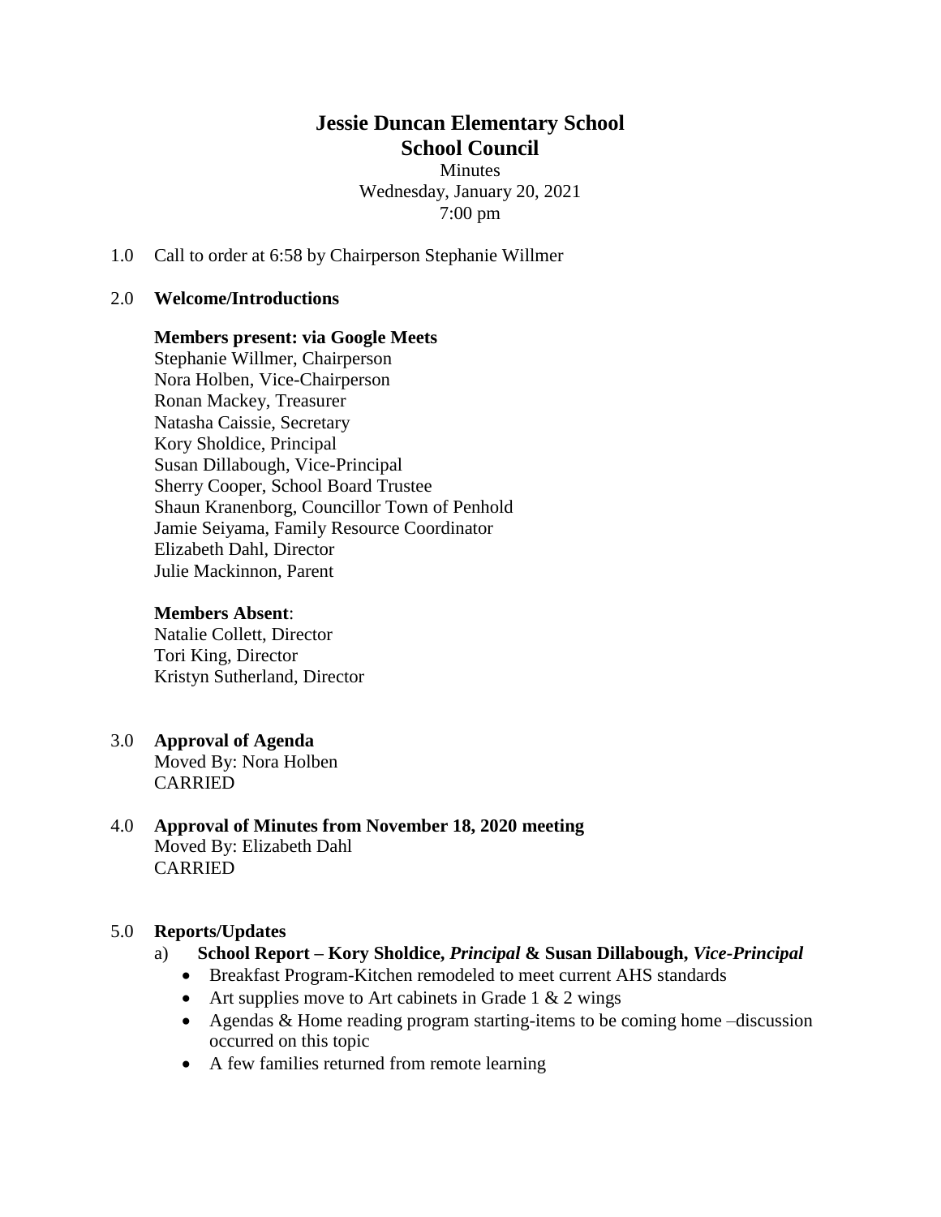# Jessie Duncan Elementary School
# School Council

Minutes
Wednesday, January 20, 2021
7:00 pm

1.0 Call to order at 6:58 by Chairperson Stephanie Willmer

2.0 **Welcome/Introductions**

**Members present: via Google Meets**
Stephanie Willmer, Chairperson
Nora Holben, Vice-Chairperson
Ronan Mackey, Treasurer
Natasha Caissie, Secretary
Kory Sholdice, Principal
Susan Dillabough, Vice-Principal
Sherry Cooper, School Board Trustee
Shaun Kranenborg, Councillor Town of Penhold
Jamie Seiyama, Family Resource Coordinator
Elizabeth Dahl, Director
Julie Mackinnon, Parent

**Members Absent**:
Natalie Collett, Director
Tori King, Director
Kristyn Sutherland, Director

3.0 **Approval of Agenda**
Moved By: Nora Holben
CARRIED

4.0 **Approval of Minutes from November 18, 2020 meeting**
Moved By: Elizabeth Dahl
CARRIED

5.0 **Reports/Updates**

a) **School Report – Kory Sholdice, *Principal* & Susan Dillabough, *Vice-Principal***

- Breakfast Program-Kitchen remodeled to meet current AHS standards
- Art supplies move to Art cabinets in Grade 1 & 2 wings
- Agendas & Home reading program starting-items to be coming home –discussion occurred on this topic
- A few families returned from remote learning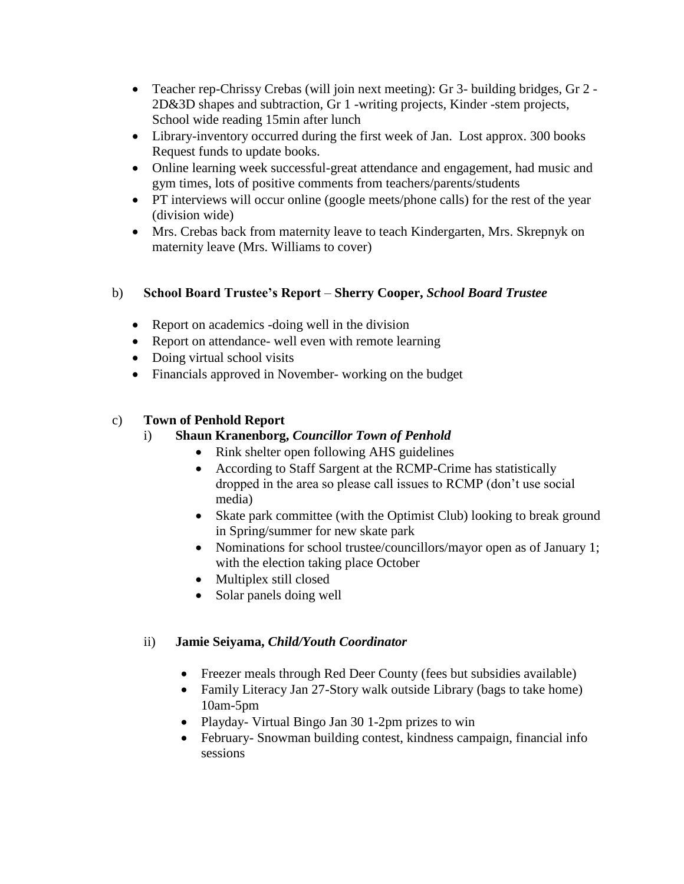- Teacher rep-Chrissy Crebas (will join next meeting): Gr 3- building bridges, Gr 2 -2D&3D shapes and subtraction, Gr 1 -writing projects, Kinder -stem projects, School wide reading 15min after lunch
- Library-inventory occurred during the first week of Jan. Lost approx. 300 books Request funds to update books.
- Online learning week successful-great attendance and engagement, had music and gym times, lots of positive comments from teachers/parents/students
- PT interviews will occur online (google meets/phone calls) for the rest of the year (division wide)
- Mrs. Crebas back from maternity leave to teach Kindergarten, Mrs. Skrepnyk on maternity leave (Mrs. Williams to cover)

b) **School Board Trustee's Report** – **Sherry Cooper,** ***School Board Trustee***

- Report on academics -doing well in the division
- Report on attendance- well even with remote learning
- Doing virtual school visits
- Financials approved in November- working on the budget

c) **Town of Penhold Report**

i) **Shaun Kranenborg,** ***Councillor Town of Penhold***

- Rink shelter open following AHS guidelines
- According to Staff Sargent at the RCMP-Crime has statistically dropped in the area so please call issues to RCMP (don't use social media)
- Skate park committee (with the Optimist Club) looking to break ground in Spring/summer for new skate park
- Nominations for school trustee/councillors/mayor open as of January 1; with the election taking place October
- Multiplex still closed
- Solar panels doing well

ii) **Jamie Seiyama,** ***Child/Youth Coordinator***

- Freezer meals through Red Deer County (fees but subsidies available)
- Family Literacy Jan 27-Story walk outside Library (bags to take home) 10am-5pm
- Playday- Virtual Bingo Jan 30 1-2pm prizes to win
- February- Snowman building contest, kindness campaign, financial info sessions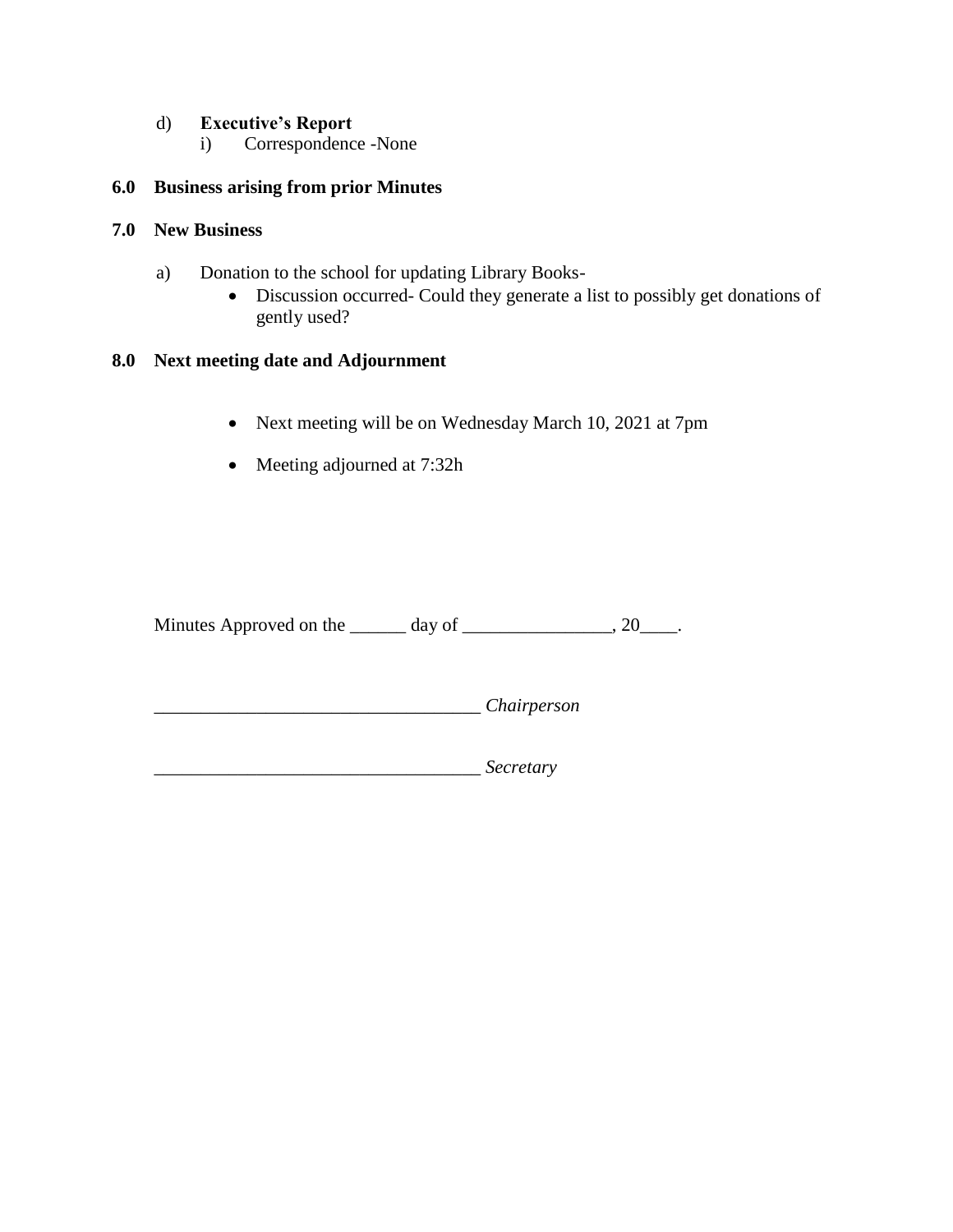d) **Executive's Report**

i) Correspondence -None

## 6.0 Business arising from prior Minutes

## 7.0 New Business

a) Donation to the school for updating Library Books-

- Discussion occurred- Could they generate a list to possibly get donations of gently used?

## 8.0 Next meeting date and Adjournment

- Next meeting will be on Wednesday March 10, 2021 at 7pm
- Meeting adjourned at 7:32h

Minutes Approved on the ______ day of ________________, 20____.

___________________________________ *Chairperson*

___________________________________ *Secretary*